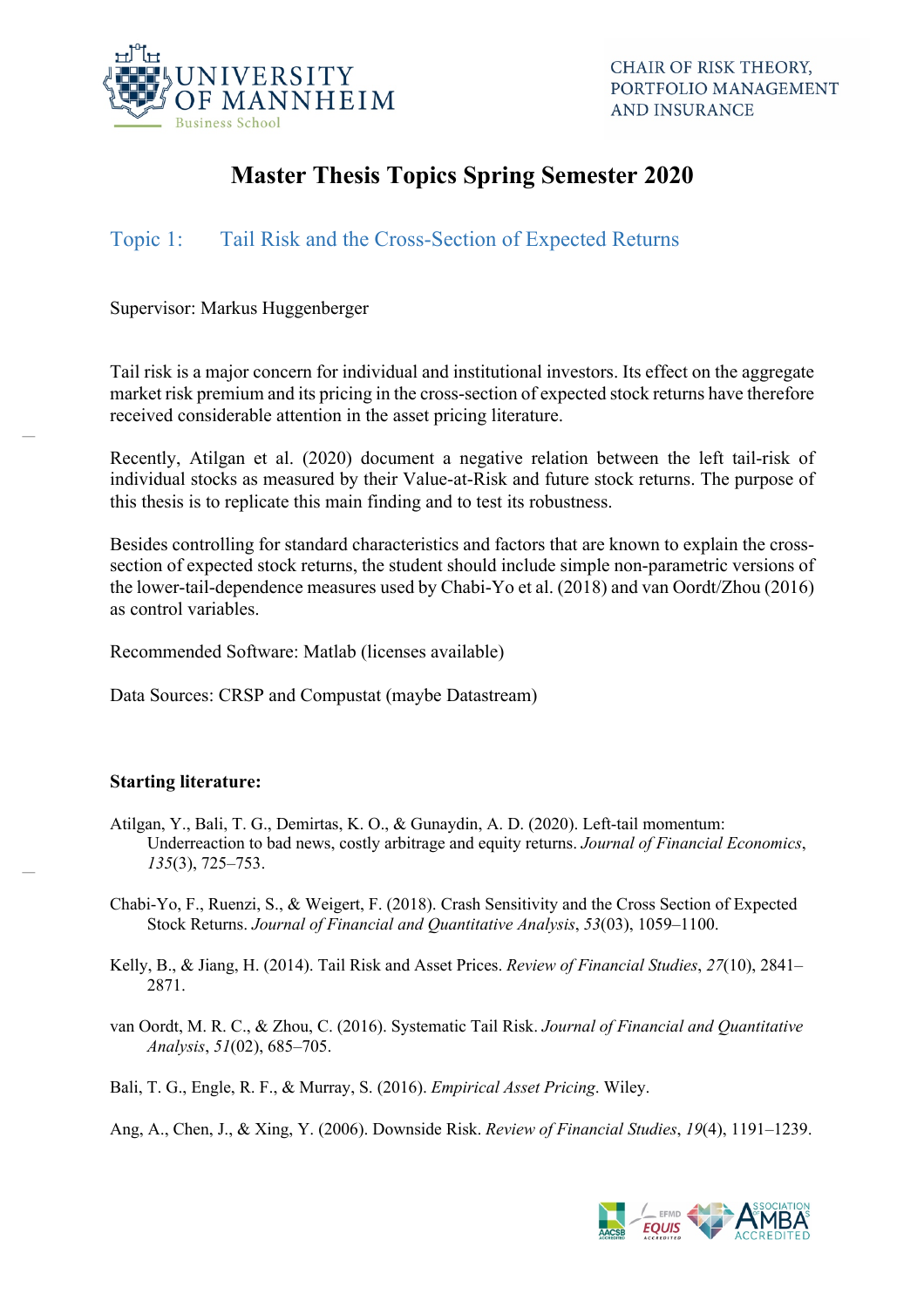UNIVERSITY OF MANNHEIM
Business School

CHAIR OF RISK THEORY, PORTFOLIO MANAGEMENT AND INSURANCE

# Master Thesis Topics Spring Semester 2020

## Topic 1: Tail Risk and the Cross-Section of Expected Returns

Supervisor: Markus Huggenberger

Tail risk is a major concern for individual and institutional investors. Its effect on the aggregate market risk premium and its pricing in the cross-section of expected stock returns have therefore received considerable attention in the asset pricing literature.

Recently, Atilgan et al. (2020) document a negative relation between the left tail-risk of individual stocks as measured by their Value-at-Risk and future stock returns. The purpose of this thesis is to replicate this main finding and to test its robustness.

Besides controlling for standard characteristics and factors that are known to explain the cross-section of expected stock returns, the student should include simple non-parametric versions of the lower-tail-dependence measures used by Chabi-Yo et al. (2018) and van Oordt/Zhou (2016) as control variables.

Recommended Software: Matlab (licenses available)

Data Sources: CRSP and Compustat (maybe Datastream)

**Starting literature:**

Atilgan, Y., Bali, T. G., Demirtas, K. O., & Gunaydin, A. D. (2020). Left-tail momentum: Underreaction to bad news, costly arbitrage and equity returns. *Journal of Financial Economics*, *135*(3), 725–753.

Chabi-Yo, F., Ruenzi, S., & Weigert, F. (2018). Crash Sensitivity and the Cross Section of Expected Stock Returns. *Journal of Financial and Quantitative Analysis*, *53*(03), 1059–1100.

Kelly, B., & Jiang, H. (2014). Tail Risk and Asset Prices. *Review of Financial Studies*, *27*(10), 2841–2871.

van Oordt, M. R. C., & Zhou, C. (2016). Systematic Tail Risk. *Journal of Financial and Quantitative Analysis*, *51*(02), 685–705.

Bali, T. G., Engle, R. F., & Murray, S. (2016). *Empirical Asset Pricing*. Wiley.

Ang, A., Chen, J., & Xing, Y. (2006). Downside Risk. *Review of Financial Studies*, *19*(4), 1191–1239.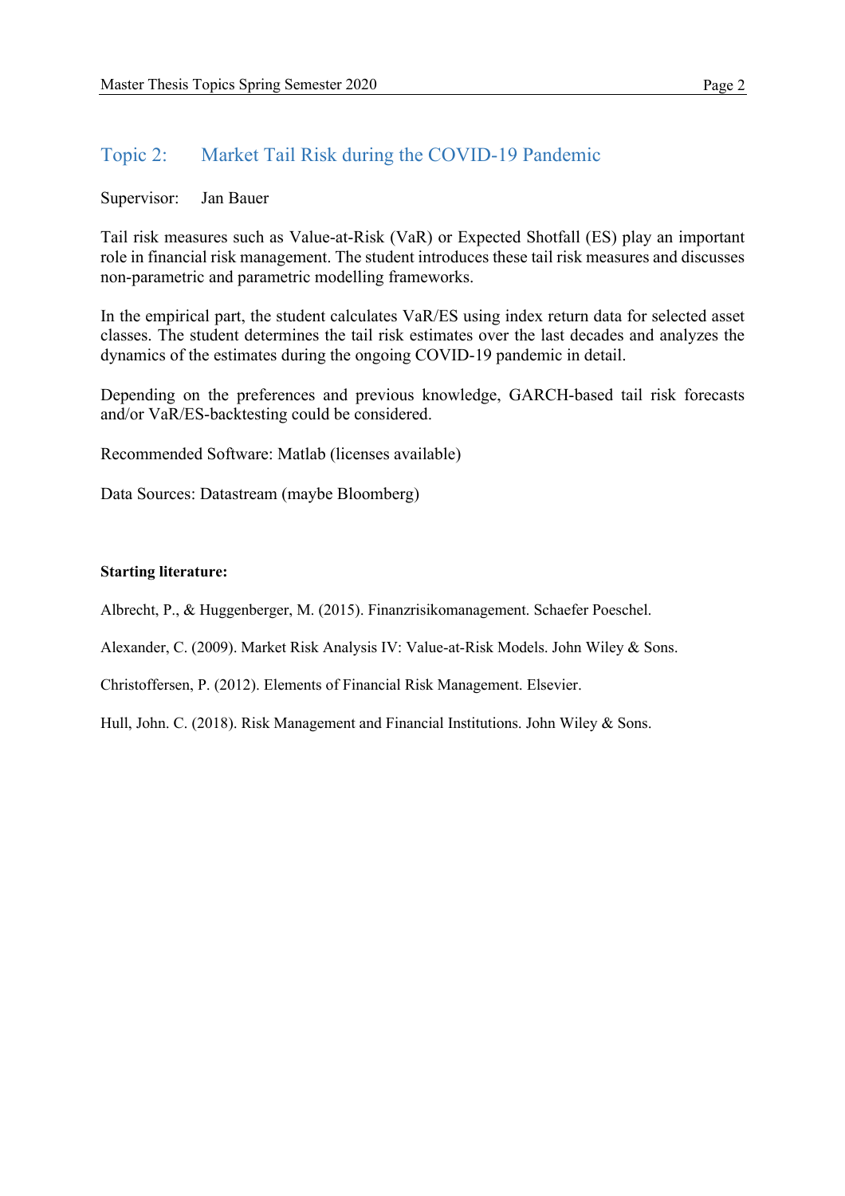## Topic 2: Market Tail Risk during the COVID-19 Pandemic

Supervisor: Jan Bauer

Tail risk measures such as Value-at-Risk (VaR) or Expected Shotfall (ES) play an important role in financial risk management. The student introduces these tail risk measures and discusses non-parametric and parametric modelling frameworks.

In the empirical part, the student calculates VaR/ES using index return data for selected asset classes. The student determines the tail risk estimates over the last decades and analyzes the dynamics of the estimates during the ongoing COVID-19 pandemic in detail.

Depending on the preferences and previous knowledge, GARCH-based tail risk forecasts and/or VaR/ES-backtesting could be considered.

Recommended Software: Matlab (licenses available)

Data Sources: Datastream (maybe Bloomberg)

**Starting literature:**

Albrecht, P., & Huggenberger, M. (2015). Finanzrisikomanagement. Schaefer Poeschel.

Alexander, C. (2009). Market Risk Analysis IV: Value-at-Risk Models. John Wiley & Sons.

Christoffersen, P. (2012). Elements of Financial Risk Management. Elsevier.

Hull, John. C. (2018). Risk Management and Financial Institutions. John Wiley & Sons.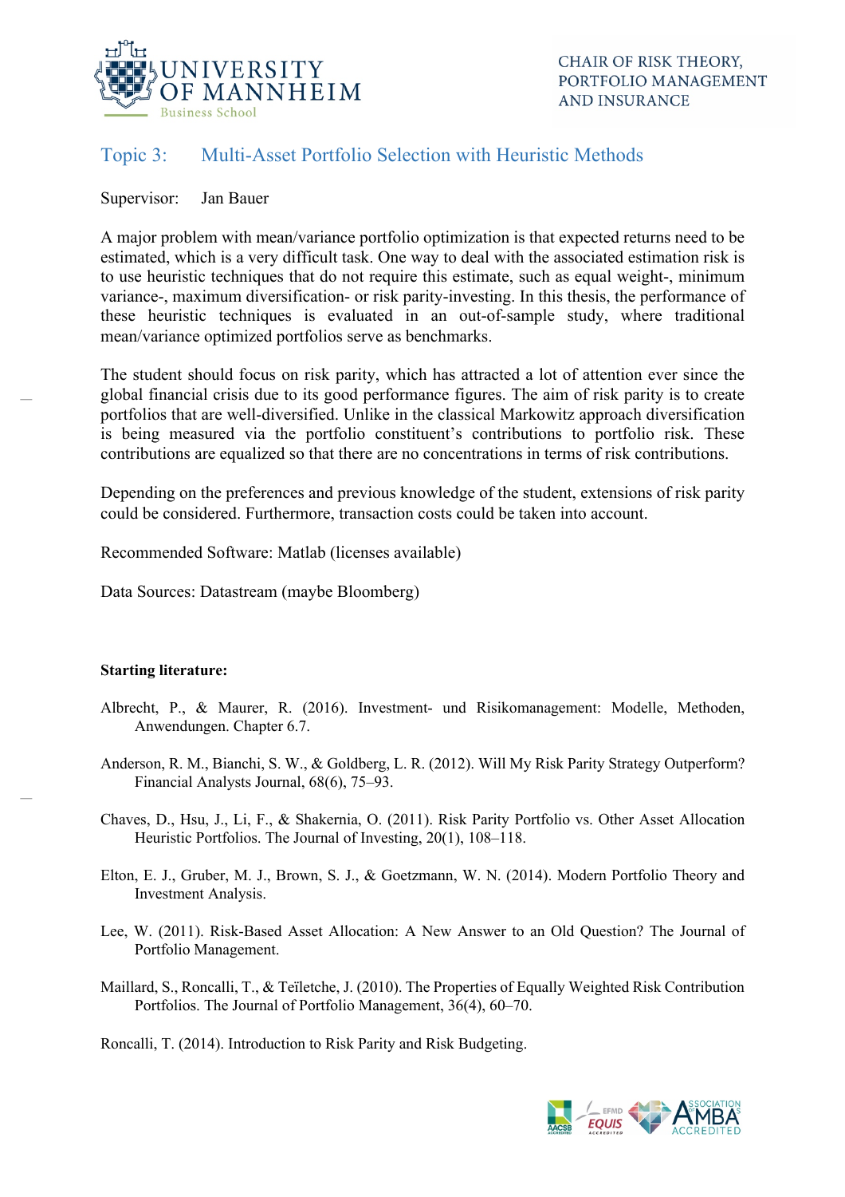UNIVERSITY OF MANNHEIM
Business School

CHAIR OF RISK THEORY, PORTFOLIO MANAGEMENT AND INSURANCE

## Topic 3: Multi-Asset Portfolio Selection with Heuristic Methods

Supervisor: Jan Bauer

A major problem with mean/variance portfolio optimization is that expected returns need to be estimated, which is a very difficult task. One way to deal with the associated estimation risk is to use heuristic techniques that do not require this estimate, such as equal weight-, minimum variance-, maximum diversification- or risk parity-investing. In this thesis, the performance of these heuristic techniques is evaluated in an out-of-sample study, where traditional mean/variance optimized portfolios serve as benchmarks.

The student should focus on risk parity, which has attracted a lot of attention ever since the global financial crisis due to its good performance figures. The aim of risk parity is to create portfolios that are well-diversified. Unlike in the classical Markowitz approach diversification is being measured via the portfolio constituent's contributions to portfolio risk. These contributions are equalized so that there are no concentrations in terms of risk contributions.

Depending on the preferences and previous knowledge of the student, extensions of risk parity could be considered. Furthermore, transaction costs could be taken into account.

Recommended Software: Matlab (licenses available)

Data Sources: Datastream (maybe Bloomberg)

**Starting literature:**

Albrecht, P., & Maurer, R. (2016). Investment- und Risikomanagement: Modelle, Methoden, Anwendungen. Chapter 6.7.

Anderson, R. M., Bianchi, S. W., & Goldberg, L. R. (2012). Will My Risk Parity Strategy Outperform? Financial Analysts Journal, 68(6), 75–93.

Chaves, D., Hsu, J., Li, F., & Shakernia, O. (2011). Risk Parity Portfolio vs. Other Asset Allocation Heuristic Portfolios. The Journal of Investing, 20(1), 108–118.

Elton, E. J., Gruber, M. J., Brown, S. J., & Goetzmann, W. N. (2014). Modern Portfolio Theory and Investment Analysis.

Lee, W. (2011). Risk-Based Asset Allocation: A New Answer to an Old Question? The Journal of Portfolio Management.

Maillard, S., Roncalli, T., & Teïletche, J. (2010). The Properties of Equally Weighted Risk Contribution Portfolios. The Journal of Portfolio Management, 36(4), 60–70.

Roncalli, T. (2014). Introduction to Risk Parity and Risk Budgeting.